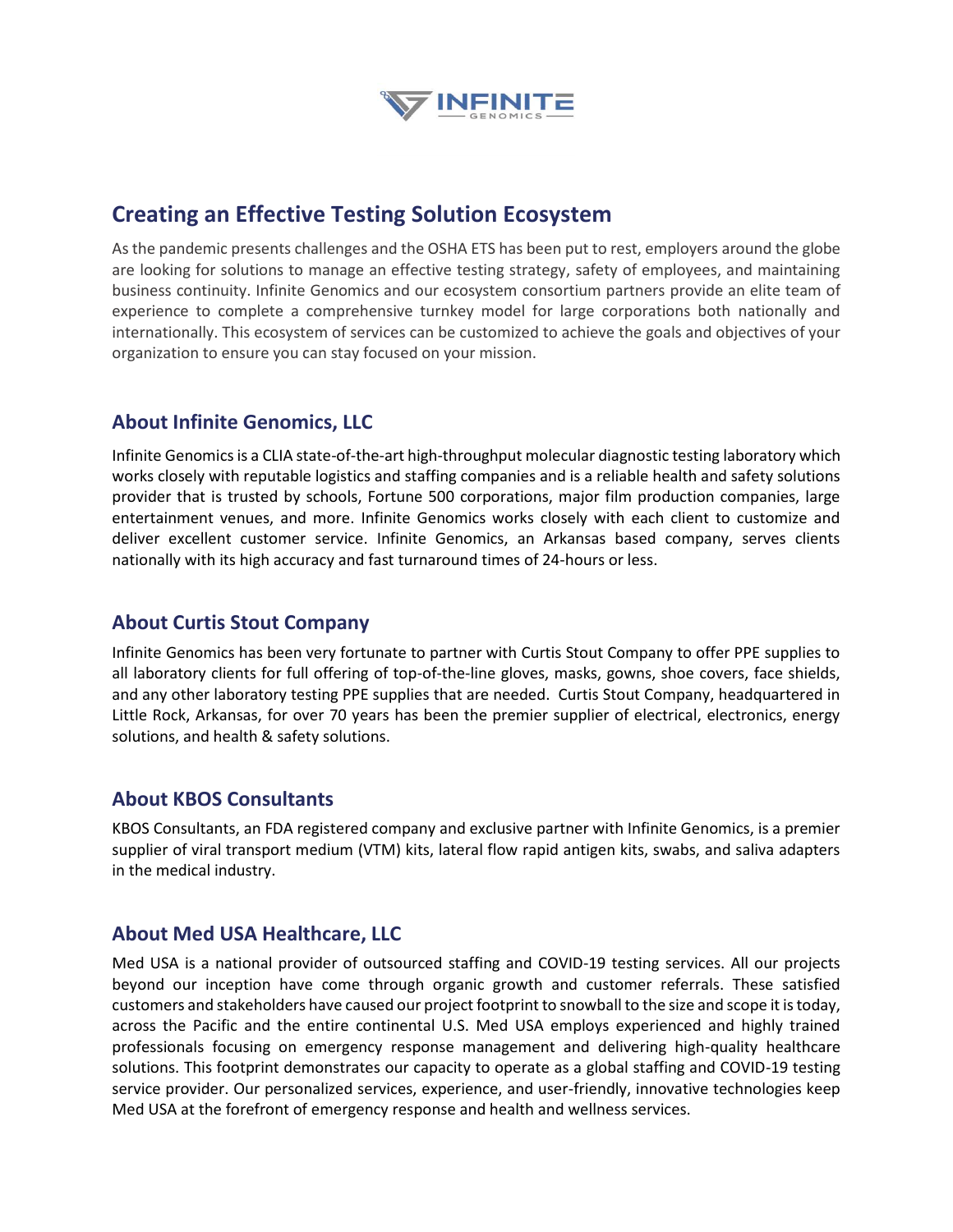## Creating an Effective Testing Solution Ecosystem

As the pandemic presents challenges and the OSHA ETS has been put to rest, employers around the globe are looking for solutions to manage an effective testing strategy, safety of employees, and maintaining business continuity. Infinite Genomics and our ecosystem consortium partners provide an elite team of experience to complete a comprehensive turnkey model for large corporations both nationally and internationally. This ecosystem of services can be customized to achieve the goals and objectives of your organization to ensure you can stay focused on your mission.

## About Infinite Genomics, LLC

Infinite Genomics is a CLIA state-of-the-art high-throughput molecular diagnostic testing laboratory which works closely with reputable logistics and staffing companies and is a reliable health and safety solutions provider that is trusted by schools, Fortune 500 corporations, major film production companies, large entertainment venues, and more. Infinite Genomics works closely with each client to customize and deliver excellent customer service. Infinite Genomics, an Arkansas based company, serves clients nationally with its high accuracy and fast turnaround times of 24-hours or less.

## About Curtis Stout Company

Infinite Genomics has been very fortunate to partner with Curtis Stout Company to offer PPE supplies to all laboratory clients for full offering of top-of-the-line gloves, masks, gowns, shoe covers, face shields, and any other laboratory testing PPE supplies that are needed. Curtis Stout Company, headquartered in Little Rock, Arkansas, for over 70 years has been the premier supplier of electrical, electronics, energy solutions, and health & safety solutions.

## About KBOS Consultants

KBOS Consultants, an FDA registered company and exclusive partner with Infinite Genomics, is a premier supplier of viral transport medium (VTM) kits, lateral flow rapid antigen kits, swabs, and saliva adapters in the medical industry.

## About Med USA Healthcare, LLC

Med USA is a national provider of outsourced staffing and COVID-19 testing services. All our projects beyond our inception have come through organic growth and customer referrals. These satisfied customers and stakeholders have caused our project footprint to snowball to the size and scope it is today, across the Pacific and the entire continental U.S. Med USA employs experienced and highly trained professionals focusing on emergency response management and delivering high-quality healthcare solutions. This footprint demonstrates our capacity to operate as a global staffing and COVID-19 testing service provider. Our personalized services, experience, and user-friendly, innovative technologies keep Med USA at the forefront of emergency response and health and wellness services.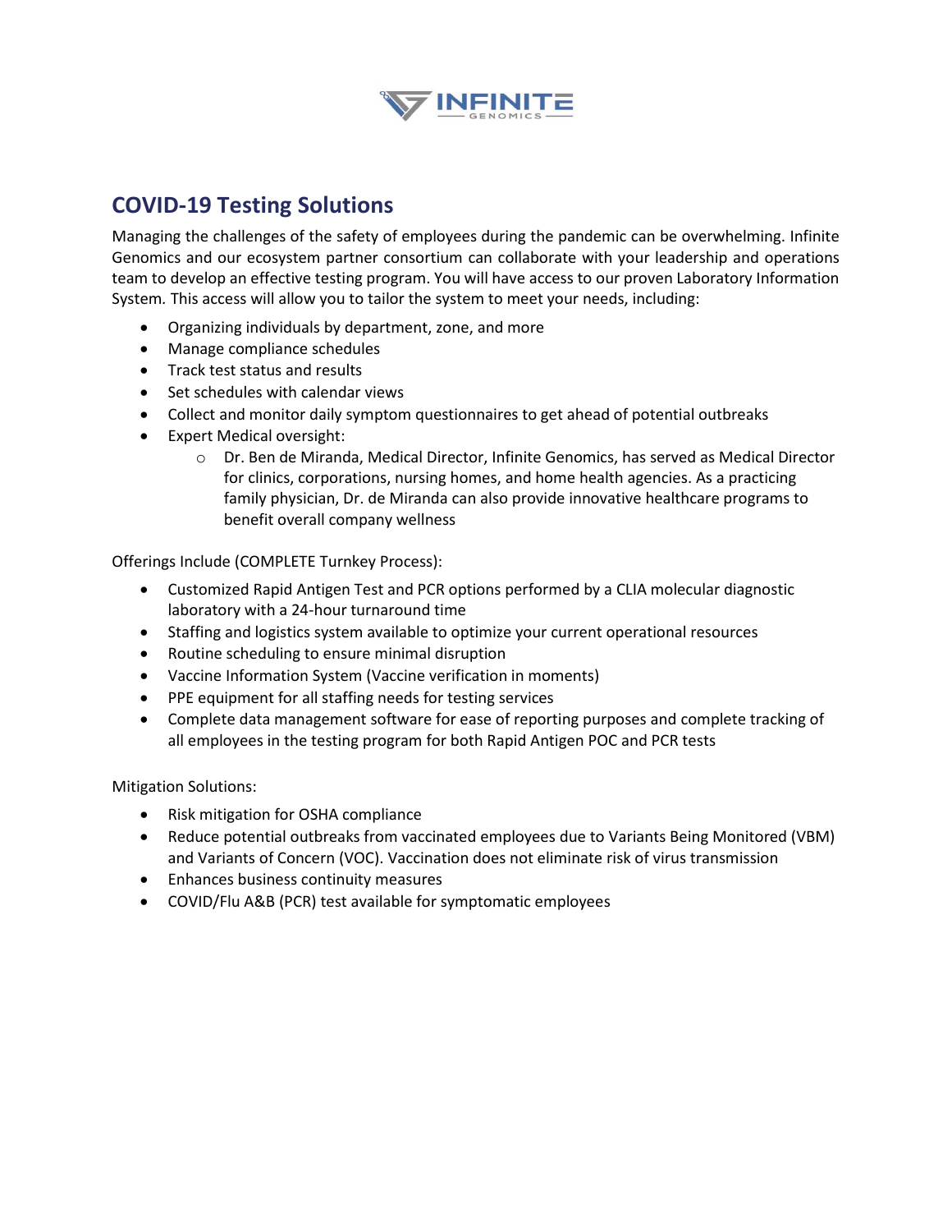INFINITE
GENOMICS

## COVID-19 Testing Solutions

Managing the challenges of the safety of employees during the pandemic can be overwhelming. Infinite Genomics and our ecosystem partner consortium can collaborate with your leadership and operations team to develop an effective testing program. You will have access to our proven Laboratory Information System. This access will allow you to tailor the system to meet your needs, including:

- Organizing individuals by department, zone, and more
- Manage compliance schedules
- Track test status and results
- Set schedules with calendar views
- Collect and monitor daily symptom questionnaires to get ahead of potential outbreaks
- Expert Medical oversight:
    - Dr. Ben de Miranda, Medical Director, Infinite Genomics, has served as Medical Director for clinics, corporations, nursing homes, and home health agencies. As a practicing family physician, Dr. de Miranda can also provide innovative healthcare programs to benefit overall company wellness

Offerings Include (COMPLETE Turnkey Process):

- Customized Rapid Antigen Test and PCR options performed by a CLIA molecular diagnostic laboratory with a 24-hour turnaround time
- Staffing and logistics system available to optimize your current operational resources
- Routine scheduling to ensure minimal disruption
- Vaccine Information System (Vaccine verification in moments)
- PPE equipment for all staffing needs for testing services
- Complete data management software for ease of reporting purposes and complete tracking of all employees in the testing program for both Rapid Antigen POC and PCR tests

Mitigation Solutions:

- Risk mitigation for OSHA compliance
- Reduce potential outbreaks from vaccinated employees due to Variants Being Monitored (VBM) and Variants of Concern (VOC). Vaccination does not eliminate risk of virus transmission
- Enhances business continuity measures
- COVID/Flu A&B (PCR) test available for symptomatic employees